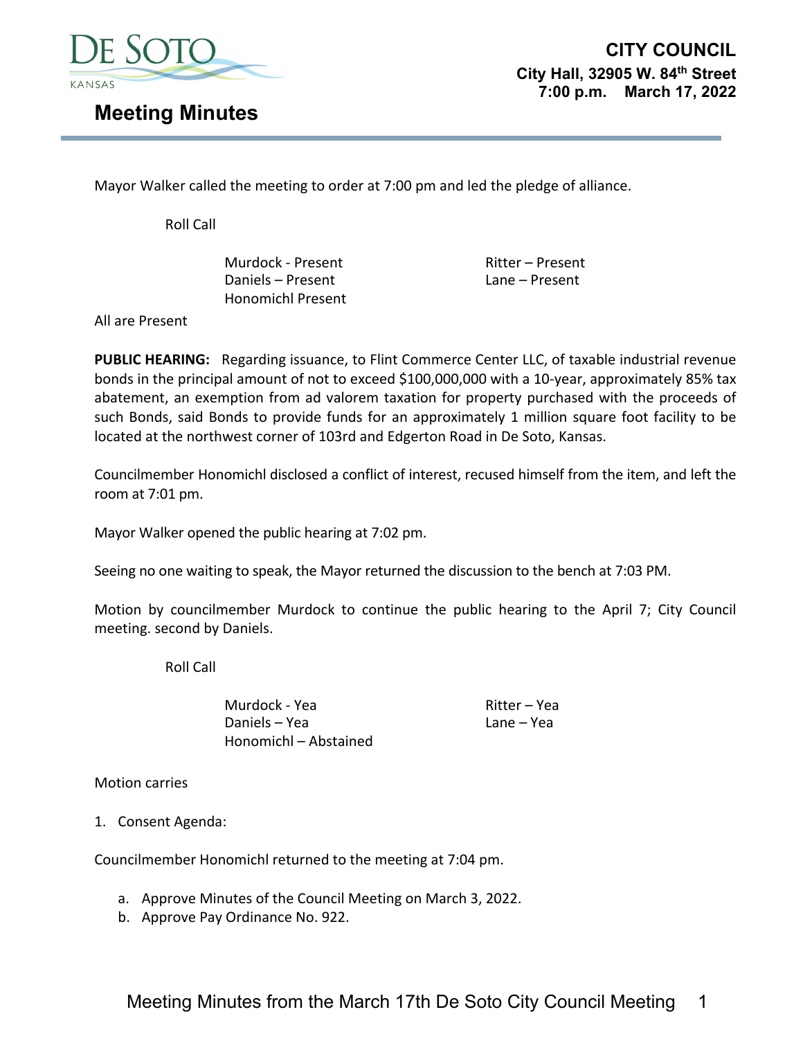DE SOTO
KANSAS

**CITY COUNCIL**
**City Hall, 32905 W. 84th Street**
**7:00 p.m. March 17, 2022**

# Meeting Minutes

Mayor Walker called the meeting to order at 7:00 pm and led the pledge of alliance.

Roll Call

Murdock - Present
Daniels – Present
Honomichl Present
Ritter – Present
Lane – Present

All are Present

**PUBLIC HEARING:** Regarding issuance, to Flint Commerce Center LLC, of taxable industrial revenue bonds in the principal amount of not to exceed $100,000,000 with a 10-year, approximately 85% tax abatement, an exemption from ad valorem taxation for property purchased with the proceeds of such Bonds, said Bonds to provide funds for an approximately 1 million square foot facility to be located at the northwest corner of 103rd and Edgerton Road in De Soto, Kansas.

Councilmember Honomichl disclosed a conflict of interest, recused himself from the item, and left the room at 7:01 pm.

Mayor Walker opened the public hearing at 7:02 pm.

Seeing no one waiting to speak, the Mayor returned the discussion to the bench at 7:03 PM.

Motion by councilmember Murdock to continue the public hearing to the April 7; City Council meeting. second by Daniels.

Roll Call

Murdock - Yea
Daniels – Yea
Honomichl – Abstained
Ritter – Yea
Lane – Yea

Motion carries

1. Consent Agenda:

Councilmember Honomichl returned to the meeting at 7:04 pm.

   a. Approve Minutes of the Council Meeting on March 3, 2022.
   b. Approve Pay Ordinance No. 922.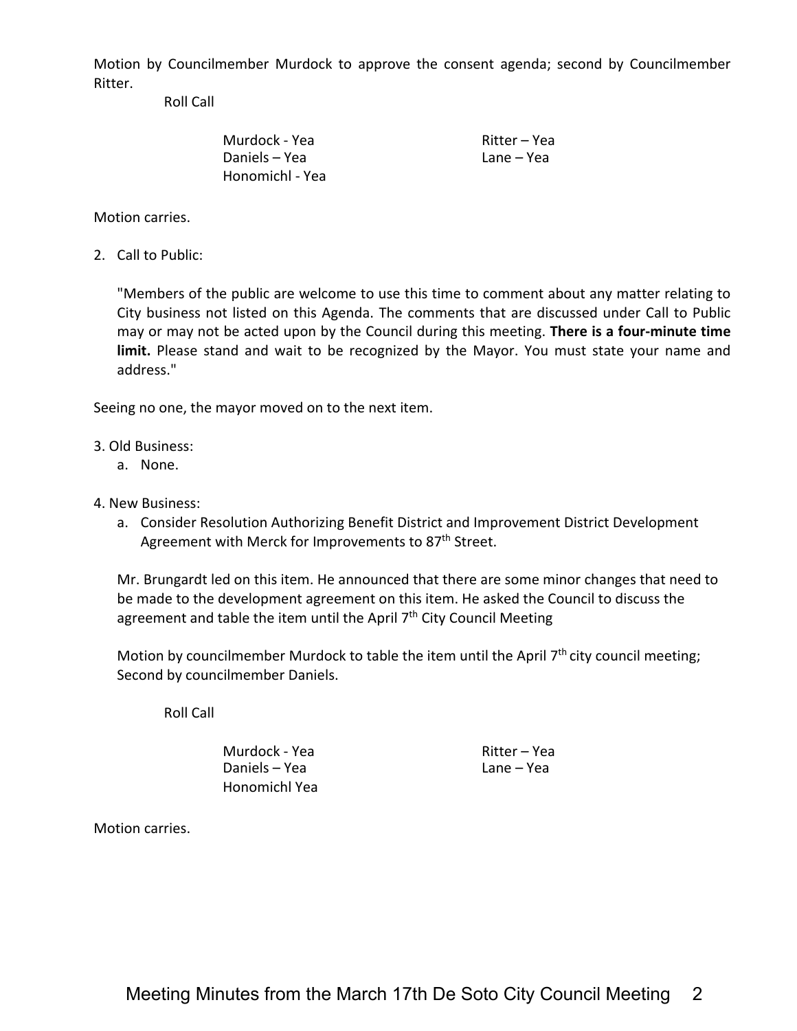Motion by Councilmember Murdock to approve the consent agenda; second by Councilmember Ritter.

Roll Call

| | |
|---|---|
| Murdock - Yea | Ritter – Yea |
| Daniels – Yea | Lane – Yea |
| Honomichl - Yea | |

Motion carries.

2. Call to Public:

   "Members of the public are welcome to use this time to comment about any matter relating to City business not listed on this Agenda. The comments that are discussed under Call to Public may or may not be acted upon by the Council during this meeting. **There is a four-minute time limit.** Please stand and wait to be recognized by the Mayor. You must state your name and address."

Seeing no one, the mayor moved on to the next item.

3. Old Business:
   a. None.

4. New Business:
   a. Consider Resolution Authorizing Benefit District and Improvement District Development Agreement with Merck for Improvements to 87th Street.

   Mr. Brungardt led on this item. He announced that there are some minor changes that need to be made to the development agreement on this item. He asked the Council to discuss the agreement and table the item until the April 7th City Council Meeting

   Motion by councilmember Murdock to table the item until the April 7th city council meeting; Second by councilmember Daniels.

   Roll Call

| | |
|---|---|
| Murdock - Yea | Ritter – Yea |
| Daniels – Yea | Lane – Yea |
| Honomichl Yea | |

Motion carries.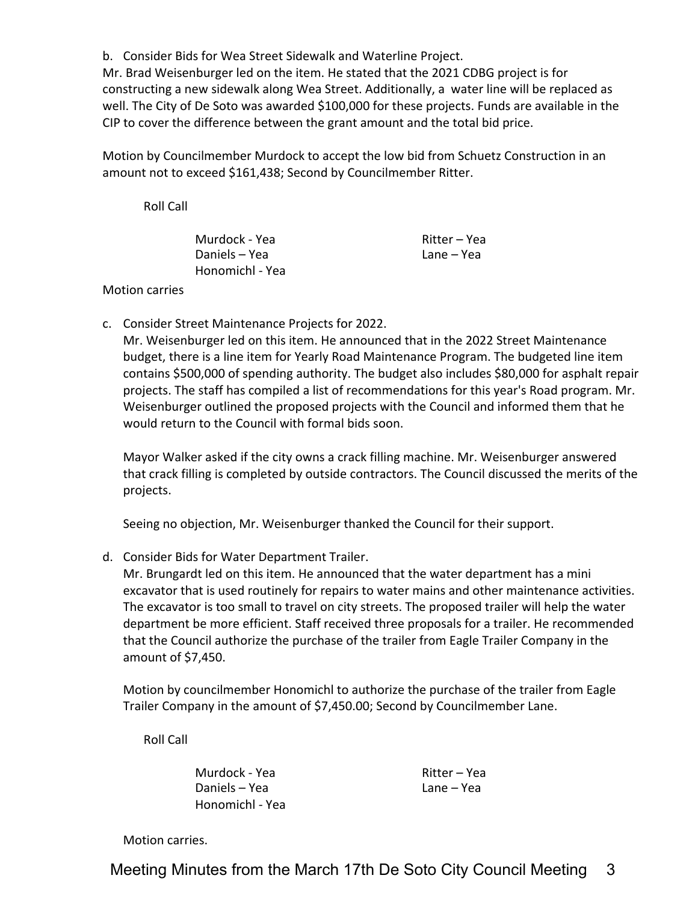b. Consider Bids for Wea Street Sidewalk and Waterline Project.

Mr. Brad Weisenburger led on the item. He stated that the 2021 CDBG project is for constructing a new sidewalk along Wea Street. Additionally, a water line will be replaced as well. The City of De Soto was awarded $100,000 for these projects. Funds are available in the CIP to cover the difference between the grant amount and the total bid price.

Motion by Councilmember Murdock to accept the low bid from Schuetz Construction in an amount not to exceed $161,438; Second by Councilmember Ritter.

Roll Call

Murdock - Yea
Daniels – Yea
Honomichl - Yea
Ritter – Yea
Lane – Yea

Motion carries

c. Consider Street Maintenance Projects for 2022.

Mr. Weisenburger led on this item. He announced that in the 2022 Street Maintenance budget, there is a line item for Yearly Road Maintenance Program. The budgeted line item contains $500,000 of spending authority. The budget also includes $80,000 for asphalt repair projects. The staff has compiled a list of recommendations for this year's Road program. Mr. Weisenburger outlined the proposed projects with the Council and informed them that he would return to the Council with formal bids soon.

Mayor Walker asked if the city owns a crack filling machine. Mr. Weisenburger answered that crack filling is completed by outside contractors. The Council discussed the merits of the projects.

Seeing no objection, Mr. Weisenburger thanked the Council for their support.

d. Consider Bids for Water Department Trailer.

Mr. Brungardt led on this item. He announced that the water department has a mini excavator that is used routinely for repairs to water mains and other maintenance activities. The excavator is too small to travel on city streets. The proposed trailer will help the water department be more efficient. Staff received three proposals for a trailer. He recommended that the Council authorize the purchase of the trailer from Eagle Trailer Company in the amount of $7,450.

Motion by councilmember Honomichl to authorize the purchase of the trailer from Eagle Trailer Company in the amount of $7,450.00; Second by Councilmember Lane.

Roll Call

Murdock - Yea
Daniels – Yea
Honomichl - Yea
Ritter – Yea
Lane – Yea

Motion carries.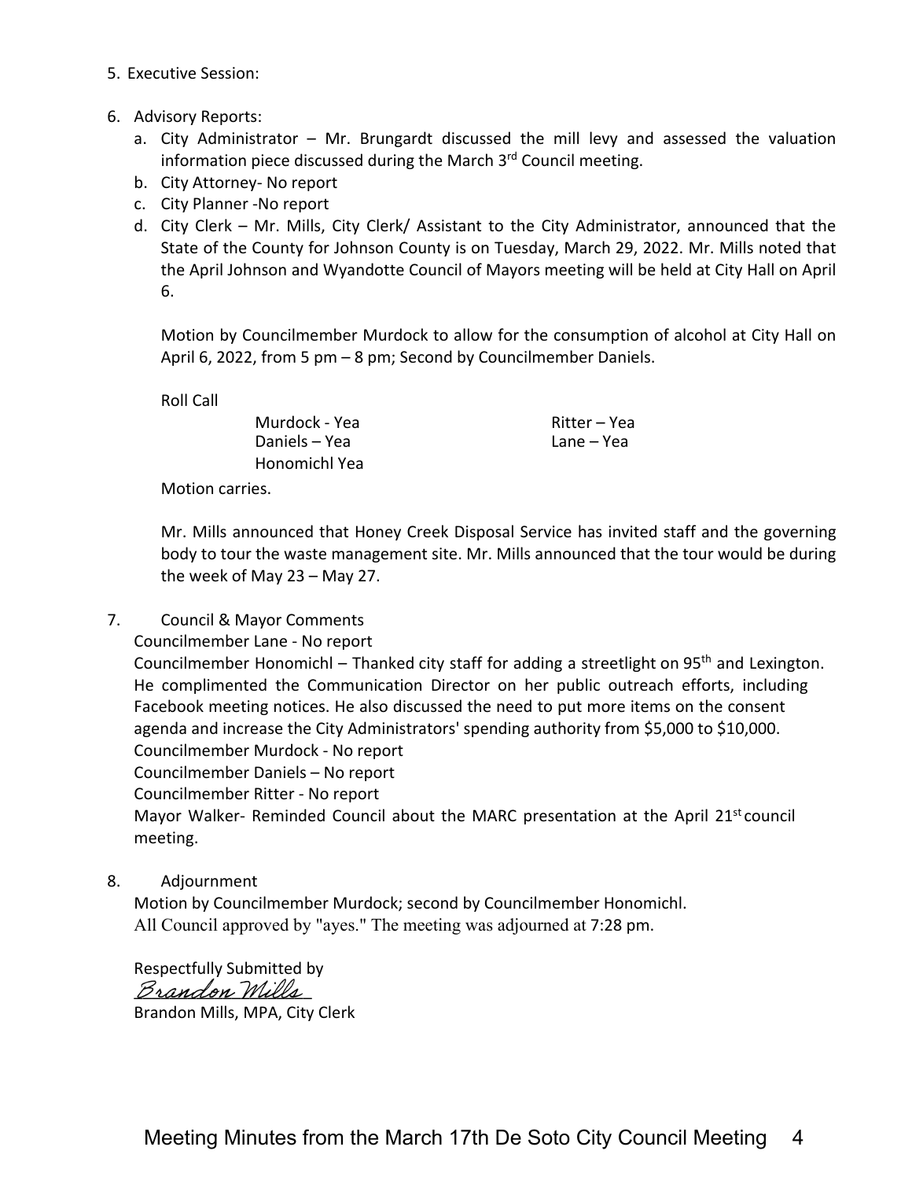5. Executive Session:

6. Advisory Reports:
   a. City Administrator – Mr. Brungardt discussed the mill levy and assessed the valuation information piece discussed during the March 3rd Council meeting.
   b. City Attorney- No report
   c. City Planner -No report
   d. City Clerk – Mr. Mills, City Clerk/ Assistant to the City Administrator, announced that the State of the County for Johnson County is on Tuesday, March 29, 2022. Mr. Mills noted that the April Johnson and Wyandotte Council of Mayors meeting will be held at City Hall on April 6.

   Motion by Councilmember Murdock to allow for the consumption of alcohol at City Hall on April 6, 2022, from 5 pm – 8 pm; Second by Councilmember Daniels.

   Roll Call

   | | |
   |---|---|
   | Murdock - Yea | Ritter – Yea |
   | Daniels – Yea | Lane – Yea |
   | Honomichl Yea | |

   Motion carries.

   Mr. Mills announced that Honey Creek Disposal Service has invited staff and the governing body to tour the waste management site. Mr. Mills announced that the tour would be during the week of May 23 – May 27.

7. Council & Mayor Comments

   Councilmember Lane - No report

   Councilmember Honomichl – Thanked city staff for adding a streetlight on 95th and Lexington. He complimented the Communication Director on her public outreach efforts, including Facebook meeting notices. He also discussed the need to put more items on the consent agenda and increase the City Administrators' spending authority from $5,000 to $10,000.

   Councilmember Murdock - No report

   Councilmember Daniels – No report

   Councilmember Ritter - No report

   Mayor Walker- Reminded Council about the MARC presentation at the April 21st council meeting.

8. Adjournment

   Motion by Councilmember Murdock; second by Councilmember Honomichl.
   All Council approved by "ayes." The meeting was adjourned at 7:28 pm.

Respectfully Submitted by

*Brandon Mills*

Brandon Mills, MPA, City Clerk